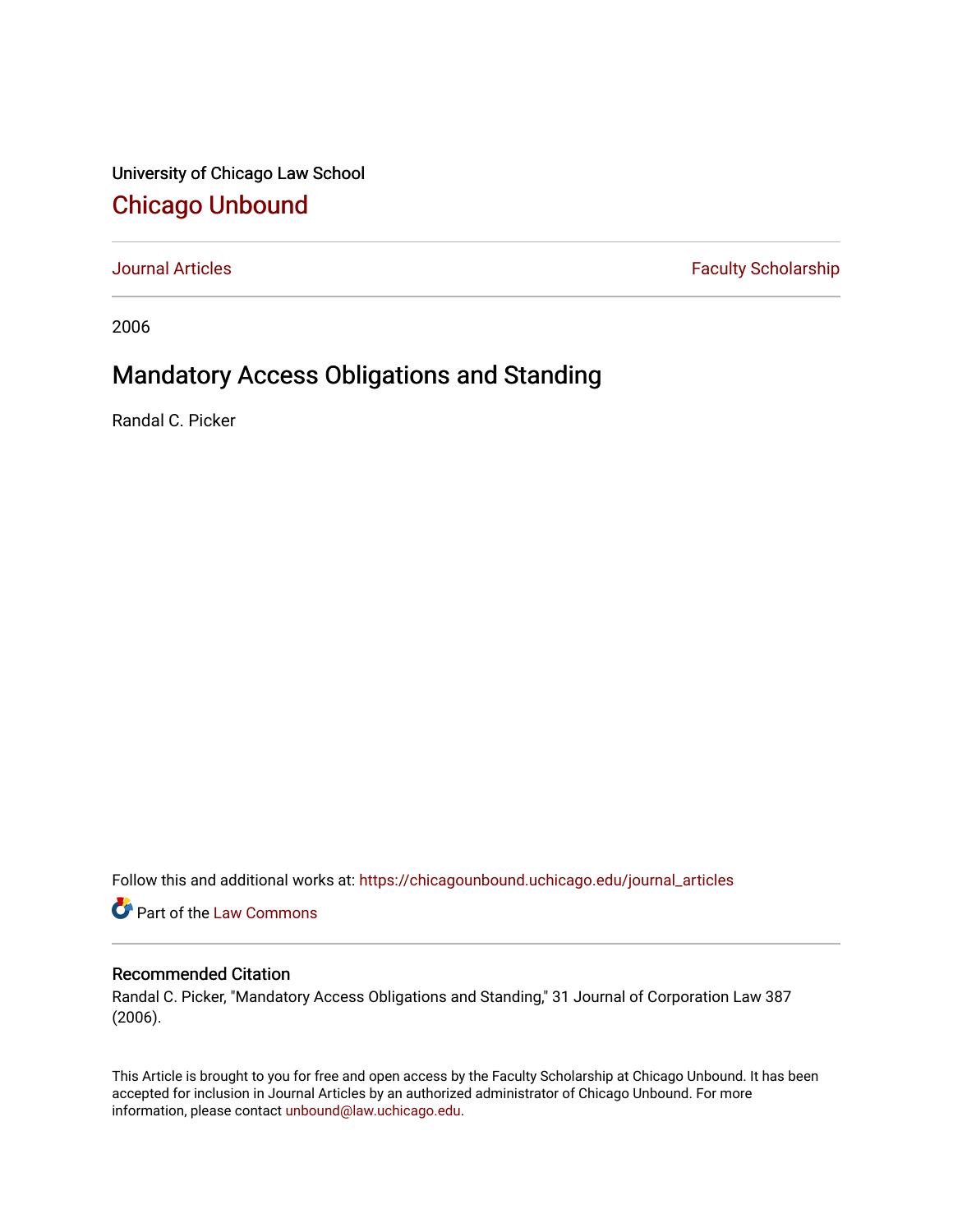University of Chicago Law School

## Chicago Unbound

Journal Articles | Faculty Scholarship

2006

# Mandatory Access Obligations and Standing

Randal C. Picker

Follow this and additional works at: https://chicagounbound.uchicago.edu/journal_articles

Part of the Law Commons

### Recommended Citation

Randal C. Picker, "Mandatory Access Obligations and Standing," 31 Journal of Corporation Law 387 (2006).

This Article is brought to you for free and open access by the Faculty Scholarship at Chicago Unbound. It has been accepted for inclusion in Journal Articles by an authorized administrator of Chicago Unbound. For more information, please contact unbound@law.uchicago.edu.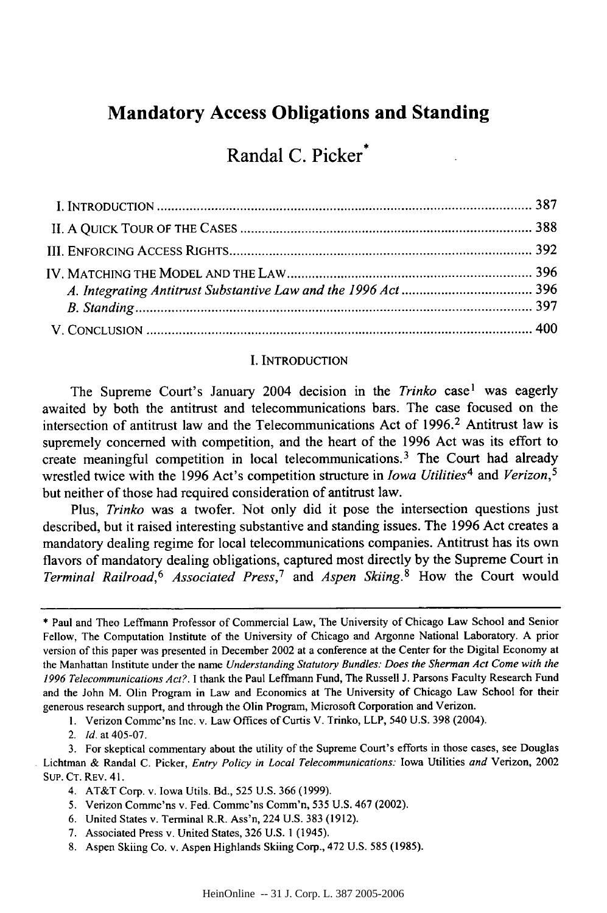# Mandatory Access Obligations and Standing

## Randal C. Picker*

I. INTRODUCTION ........................................................................................................ 387

II. A QUICK TOUR OF THE CASES ................................................................................ 388

III. ENFORCING ACCESS RIGHTS.................................................................................... 392

IV. MATCHING THE MODEL AND THE LAW.................................................................... 396

*A. Integrating Antitrust Substantive Law and the 1996 Act* .................................... 396

*B. Standing* ............................................................................................................. 397

V. CONCLUSION ........................................................................................................... 400

### I. INTRODUCTION

The Supreme Court's January 2004 decision in the *Trinko* case[1] was eagerly awaited by both the antitrust and telecommunications bars. The case focused on the intersection of antitrust law and the Telecommunications Act of 1996.[2] Antitrust law is supremely concerned with competition, and the heart of the 1996 Act was its effort to create meaningful competition in local telecommunications.[3] The Court had already wrestled twice with the 1996 Act's competition structure in *Iowa Utilities*[4] and *Verizon*,[5] but neither of those had required consideration of antitrust law.

Plus, *Trinko* was a twofer. Not only did it pose the intersection questions just described, but it raised interesting substantive and standing issues. The 1996 Act creates a mandatory dealing regime for local telecommunications companies. Antitrust has its own flavors of mandatory dealing obligations, captured most directly by the Supreme Court in *Terminal Railroad*,[6] *Associated Press*,[7] and *Aspen Skiing*.[8] How the Court would

---

\* Paul and Theo Leffmann Professor of Commercial Law, The University of Chicago Law School and Senior Fellow, The Computation Institute of the University of Chicago and Argonne National Laboratory. A prior version of this paper was presented in December 2002 at a conference at the Center for the Digital Economy at the Manhattan Institute under the name *Understanding Statutory Bundles: Does the Sherman Act Come with the 1996 Telecommunications Act?*. I thank the Paul Leffmann Fund, The Russell J. Parsons Faculty Research Fund and the John M. Olin Program in Law and Economics at The University of Chicago Law School for their generous research support, and through the Olin Program, Microsoft Corporation and Verizon.

1. Verizon Commc'ns Inc. v. Law Offices of Curtis V. Trinko, LLP, 540 U.S. 398 (2004).

2. *Id.* at 405-07.

3. For skeptical commentary about the utility of the Supreme Court's efforts in those cases, see Douglas Lichtman & Randal C. Picker, *Entry Policy in Local Telecommunications:* Iowa Utilities *and* Verizon, 2002 SUP. CT. REV. 41.

4. AT&T Corp. v. Iowa Utils. Bd., 525 U.S. 366 (1999).

5. Verizon Commc'ns v. Fed. Commc'ns Comm'n, 535 U.S. 467 (2002).

6. United States v. Terminal R.R. Ass'n, 224 U.S. 383 (1912).

7. Associated Press v. United States, 326 U.S. 1 (1945).

8. Aspen Skiing Co. v. Aspen Highlands Skiing Corp., 472 U.S. 585 (1985).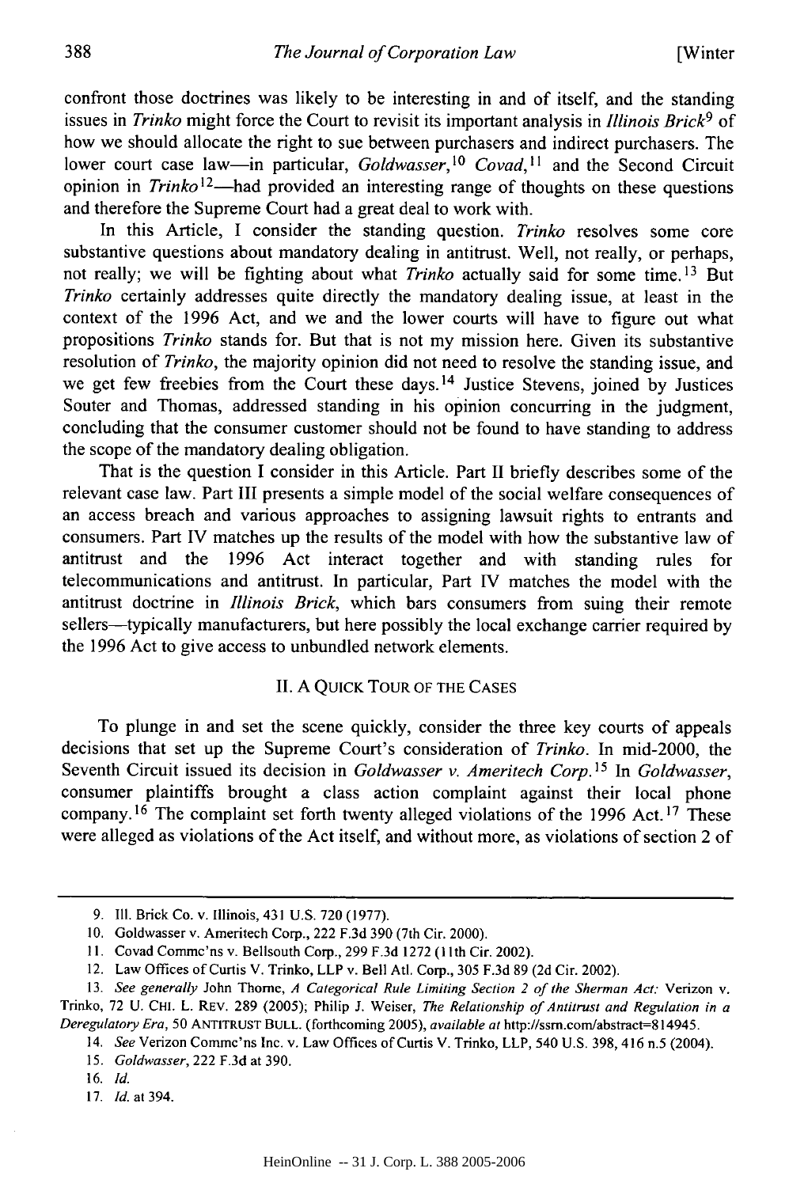confront those doctrines was likely to be interesting in and of itself, and the standing issues in *Trinko* might force the Court to revisit its important analysis in *Illinois Brick*[9] of how we should allocate the right to sue between purchasers and indirect purchasers. The lower court case law—in particular, *Goldwasser*,[10] *Covad*,[11] and the Second Circuit opinion in *Trinko*[12]—had provided an interesting range of thoughts on these questions and therefore the Supreme Court had a great deal to work with.

In this Article, I consider the standing question. *Trinko* resolves some core substantive questions about mandatory dealing in antitrust. Well, not really, or perhaps, not really; we will be fighting about what *Trinko* actually said for some time.[13] But *Trinko* certainly addresses quite directly the mandatory dealing issue, at least in the context of the 1996 Act, and we and the lower courts will have to figure out what propositions *Trinko* stands for. But that is not my mission here. Given its substantive resolution of *Trinko*, the majority opinion did not need to resolve the standing issue, and we get few freebies from the Court these days.[14] Justice Stevens, joined by Justices Souter and Thomas, addressed standing in his opinion concurring in the judgment, concluding that the consumer customer should not be found to have standing to address the scope of the mandatory dealing obligation.

That is the question I consider in this Article. Part II briefly describes some of the relevant case law. Part III presents a simple model of the social welfare consequences of an access breach and various approaches to assigning lawsuit rights to entrants and consumers. Part IV matches up the results of the model with how the substantive law of antitrust and the 1996 Act interact together and with standing rules for telecommunications and antitrust. In particular, Part IV matches the model with the antitrust doctrine in *Illinois Brick*, which bars consumers from suing their remote sellers—typically manufacturers, but here possibly the local exchange carrier required by the 1996 Act to give access to unbundled network elements.

## II. A QUICK TOUR OF THE CASES

To plunge in and set the scene quickly, consider the three key courts of appeals decisions that set up the Supreme Court's consideration of *Trinko*. In mid-2000, the Seventh Circuit issued its decision in *Goldwasser v. Ameritech Corp.*[15] In *Goldwasser*, consumer plaintiffs brought a class action complaint against their local phone company.[16] The complaint set forth twenty alleged violations of the 1996 Act.[17] These were alleged as violations of the Act itself, and without more, as violations of section 2 of

---

9. Ill. Brick Co. v. Illinois, 431 U.S. 720 (1977).

10. Goldwasser v. Ameritech Corp., 222 F.3d 390 (7th Cir. 2000).

11. Covad Commc'ns v. Bellsouth Corp., 299 F.3d 1272 (11th Cir. 2002).

12. Law Offices of Curtis V. Trinko, LLP v. Bell Atl. Corp., 305 F.3d 89 (2d Cir. 2002).

13. *See generally* John Thorne, *A Categorical Rule Limiting Section 2 of the Sherman Act:* Verizon v. Trinko, 72 U. CHI. L. REV. 289 (2005); Philip J. Weiser, *The Relationship of Antitrust and Regulation in a Deregulatory Era*, 50 ANTITRUST BULL. (forthcoming 2005), *available at* http://ssrn.com/abstract=814945.

14. *See* Verizon Commc'ns Inc. v. Law Offices of Curtis V. Trinko, LLP, 540 U.S. 398, 416 n.5 (2004).

15. *Goldwasser*, 222 F.3d at 390.

16. *Id.*

17. *Id.* at 394.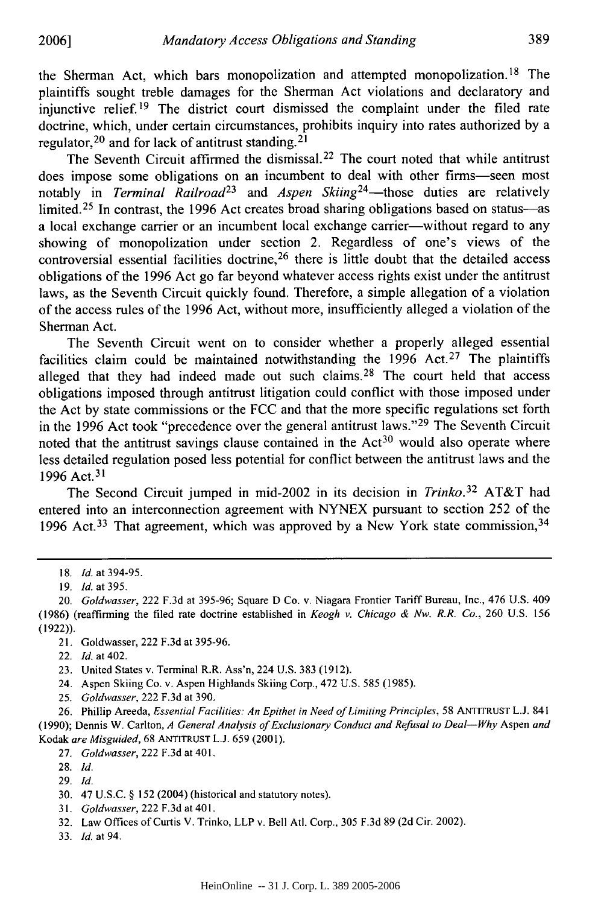the Sherman Act, which bars monopolization and attempted monopolization.[18] The plaintiffs sought treble damages for the Sherman Act violations and declaratory and injunctive relief.[19] The district court dismissed the complaint under the filed rate doctrine, which, under certain circumstances, prohibits inquiry into rates authorized by a regulator,[20] and for lack of antitrust standing.[21]

The Seventh Circuit affirmed the dismissal.[22] The court noted that while antitrust does impose some obligations on an incumbent to deal with other firms—seen most notably in *Terminal Railroad*[23] and *Aspen Skiing*[24]—those duties are relatively limited.[25] In contrast, the 1996 Act creates broad sharing obligations based on status—as a local exchange carrier or an incumbent local exchange carrier—without regard to any showing of monopolization under section 2. Regardless of one's views of the controversial essential facilities doctrine,[26] there is little doubt that the detailed access obligations of the 1996 Act go far beyond whatever access rights exist under the antitrust laws, as the Seventh Circuit quickly found. Therefore, a simple allegation of a violation of the access rules of the 1996 Act, without more, insufficiently alleged a violation of the Sherman Act.

The Seventh Circuit went on to consider whether a properly alleged essential facilities claim could be maintained notwithstanding the 1996 Act.[27] The plaintiffs alleged that they had indeed made out such claims.[28] The court held that access obligations imposed through antitrust litigation could conflict with those imposed under the Act by state commissions or the FCC and that the more specific regulations set forth in the 1996 Act took "precedence over the general antitrust laws."[29] The Seventh Circuit noted that the antitrust savings clause contained in the Act[30] would also operate where less detailed regulation posed less potential for conflict between the antitrust laws and the 1996 Act.[31]

The Second Circuit jumped in mid-2002 in its decision in *Trinko*.[32] AT&T had entered into an interconnection agreement with NYNEX pursuant to section 252 of the 1996 Act.[33] That agreement, which was approved by a New York state commission,[34]

---

18. *Id.* at 394-95.

19. *Id.* at 395.

20. *Goldwasser*, 222 F.3d at 395-96; Square D Co. v. Niagara Frontier Tariff Bureau, Inc., 476 U.S. 409 (1986) (reaffirming the filed rate doctrine established in *Keogh v. Chicago & Nw. R.R. Co.*, 260 U.S. 156 (1922)).

21. Goldwasser, 222 F.3d at 395-96.

22. *Id.* at 402.

23. United States v. Terminal R.R. Ass'n, 224 U.S. 383 (1912).

24. Aspen Skiing Co. v. Aspen Highlands Skiing Corp., 472 U.S. 585 (1985).

25. *Goldwasser*, 222 F.3d at 390.

26. Phillip Areeda, *Essential Facilities: An Epithet in Need of Limiting Principles*, 58 ANTITRUST L.J. 841 (1990); Dennis W. Carlton, *A General Analysis of Exclusionary Conduct and Refusal to Deal—Why* Aspen *and* Kodak *are Misguided*, 68 ANTITRUST L.J. 659 (2001).

27. *Goldwasser*, 222 F.3d at 401.

28. *Id.*

29. *Id.*

30. 47 U.S.C. § 152 (2004) (historical and statutory notes).

31. *Goldwasser*, 222 F.3d at 401.

32. Law Offices of Curtis V. Trinko, LLP v. Bell Atl. Corp., 305 F.3d 89 (2d Cir. 2002).

33. *Id.* at 94.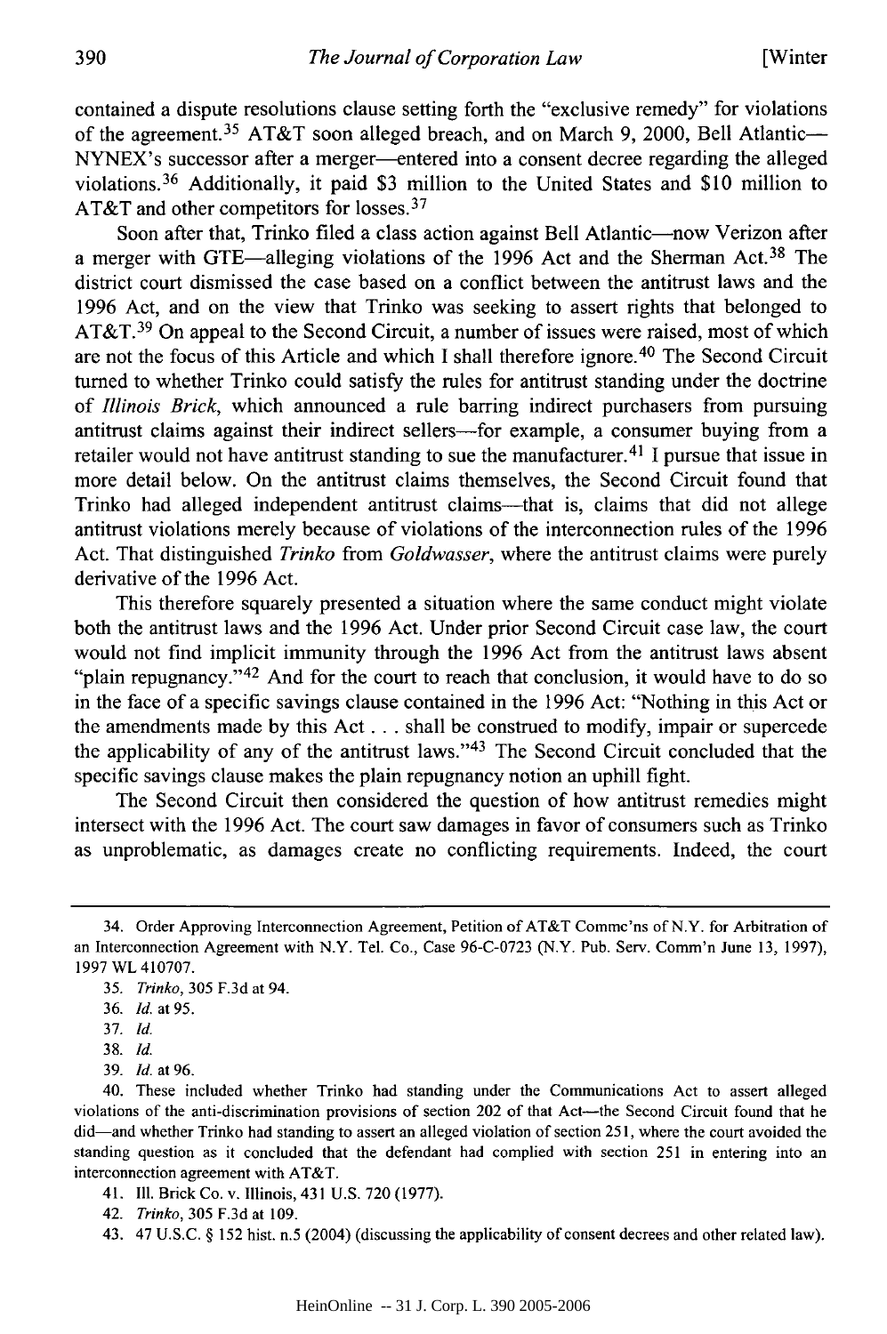contained a dispute resolutions clause setting forth the "exclusive remedy" for violations of the agreement.[35] AT&T soon alleged breach, and on March 9, 2000, Bell Atlantic—NYNEX's successor after a merger—entered into a consent decree regarding the alleged violations.[36] Additionally, it paid $3 million to the United States and $10 million to AT&T and other competitors for losses.[37]

Soon after that, Trinko filed a class action against Bell Atlantic—now Verizon after a merger with GTE—alleging violations of the 1996 Act and the Sherman Act.[38] The district court dismissed the case based on a conflict between the antitrust laws and the 1996 Act, and on the view that Trinko was seeking to assert rights that belonged to AT&T.[39] On appeal to the Second Circuit, a number of issues were raised, most of which are not the focus of this Article and which I shall therefore ignore.[40] The Second Circuit turned to whether Trinko could satisfy the rules for antitrust standing under the doctrine of *Illinois Brick*, which announced a rule barring indirect purchasers from pursuing antitrust claims against their indirect sellers—for example, a consumer buying from a retailer would not have antitrust standing to sue the manufacturer.[41] I pursue that issue in more detail below. On the antitrust claims themselves, the Second Circuit found that Trinko had alleged independent antitrust claims—that is, claims that did not allege antitrust violations merely because of violations of the interconnection rules of the 1996 Act. That distinguished *Trinko* from *Goldwasser*, where the antitrust claims were purely derivative of the 1996 Act.

This therefore squarely presented a situation where the same conduct might violate both the antitrust laws and the 1996 Act. Under prior Second Circuit case law, the court would not find implicit immunity through the 1996 Act from the antitrust laws absent "plain repugnancy."[42] And for the court to reach that conclusion, it would have to do so in the face of a specific savings clause contained in the 1996 Act: "Nothing in this Act or the amendments made by this Act . . . shall be construed to modify, impair or supercede the applicability of any of the antitrust laws."[43] The Second Circuit concluded that the specific savings clause makes the plain repugnancy notion an uphill fight.

The Second Circuit then considered the question of how antitrust remedies might intersect with the 1996 Act. The court saw damages in favor of consumers such as Trinko as unproblematic, as damages create no conflicting requirements. Indeed, the court

---

34. Order Approving Interconnection Agreement, Petition of AT&T Commc'ns of N.Y. for Arbitration of an Interconnection Agreement with N.Y. Tel. Co., Case 96-C-0723 (N.Y. Pub. Serv. Comm'n June 13, 1997), 1997 WL 410707.

35. *Trinko*, 305 F.3d at 94.

36. *Id.* at 95.

37. *Id.*

38. *Id.*

39. *Id.* at 96.

40. These included whether Trinko had standing under the Communications Act to assert alleged violations of the anti-discrimination provisions of section 202 of that Act—the Second Circuit found that he did—and whether Trinko had standing to assert an alleged violation of section 251, where the court avoided the standing question as it concluded that the defendant had complied with section 251 in entering into an interconnection agreement with AT&T.

41. Ill. Brick Co. v. Illinois, 431 U.S. 720 (1977).

42. *Trinko*, 305 F.3d at 109.

43. 47 U.S.C. § 152 hist. n.5 (2004) (discussing the applicability of consent decrees and other related law).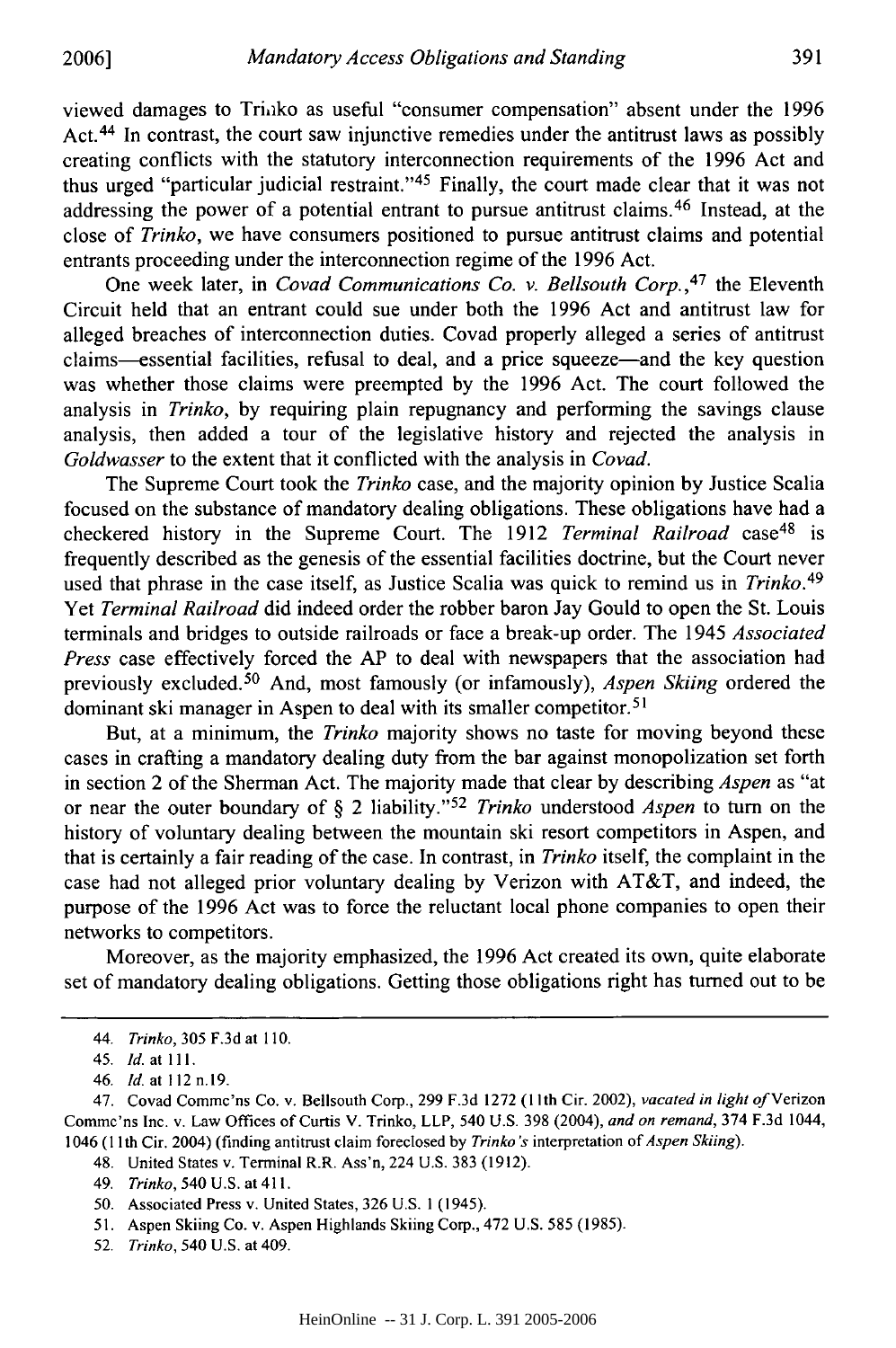viewed damages to Trinko as useful "consumer compensation" absent under the 1996 Act.[44] In contrast, the court saw injunctive remedies under the antitrust laws as possibly creating conflicts with the statutory interconnection requirements of the 1996 Act and thus urged "particular judicial restraint."[45] Finally, the court made clear that it was not addressing the power of a potential entrant to pursue antitrust claims.[46] Instead, at the close of *Trinko*, we have consumers positioned to pursue antitrust claims and potential entrants proceeding under the interconnection regime of the 1996 Act.

One week later, in *Covad Communications Co. v. Bellsouth Corp.*,[47] the Eleventh Circuit held that an entrant could sue under both the 1996 Act and antitrust law for alleged breaches of interconnection duties. Covad properly alleged a series of antitrust claims—essential facilities, refusal to deal, and a price squeeze—and the key question was whether those claims were preempted by the 1996 Act. The court followed the analysis in *Trinko*, by requiring plain repugnancy and performing the savings clause analysis, then added a tour of the legislative history and rejected the analysis in *Goldwasser* to the extent that it conflicted with the analysis in *Covad*.

The Supreme Court took the *Trinko* case, and the majority opinion by Justice Scalia focused on the substance of mandatory dealing obligations. These obligations have had a checkered history in the Supreme Court. The 1912 *Terminal Railroad* case[48] is frequently described as the genesis of the essential facilities doctrine, but the Court never used that phrase in the case itself, as Justice Scalia was quick to remind us in *Trinko*.[49] Yet *Terminal Railroad* did indeed order the robber baron Jay Gould to open the St. Louis terminals and bridges to outside railroads or face a break-up order. The 1945 *Associated Press* case effectively forced the AP to deal with newspapers that the association had previously excluded.[50] And, most famously (or infamously), *Aspen Skiing* ordered the dominant ski manager in Aspen to deal with its smaller competitor.[51]

But, at a minimum, the *Trinko* majority shows no taste for moving beyond these cases in crafting a mandatory dealing duty from the bar against monopolization set forth in section 2 of the Sherman Act. The majority made that clear by describing *Aspen* as "at or near the outer boundary of § 2 liability."[52] *Trinko* understood *Aspen* to turn on the history of voluntary dealing between the mountain ski resort competitors in Aspen, and that is certainly a fair reading of the case. In contrast, in *Trinko* itself, the complaint in the case had not alleged prior voluntary dealing by Verizon with AT&T, and indeed, the purpose of the 1996 Act was to force the reluctant local phone companies to open their networks to competitors.

Moreover, as the majority emphasized, the 1996 Act created its own, quite elaborate set of mandatory dealing obligations. Getting those obligations right has turned out to be

---

44. *Trinko*, 305 F.3d at 110.

45. *Id.* at 111.

46. *Id.* at 112 n.19.

47. Covad Commc'ns Co. v. Bellsouth Corp., 299 F.3d 1272 (11th Cir. 2002), *vacated in light of* Verizon Commc'ns Inc. v. Law Offices of Curtis V. Trinko, LLP, 540 U.S. 398 (2004), *and on remand*, 374 F.3d 1044, 1046 (11th Cir. 2004) (finding antitrust claim foreclosed by *Trinko's* interpretation of *Aspen Skiing*).

48. United States v. Terminal R.R. Ass'n, 224 U.S. 383 (1912).

49. *Trinko*, 540 U.S. at 411.

50. Associated Press v. United States, 326 U.S. 1 (1945).

51. Aspen Skiing Co. v. Aspen Highlands Skiing Corp., 472 U.S. 585 (1985).

52. *Trinko*, 540 U.S. at 409.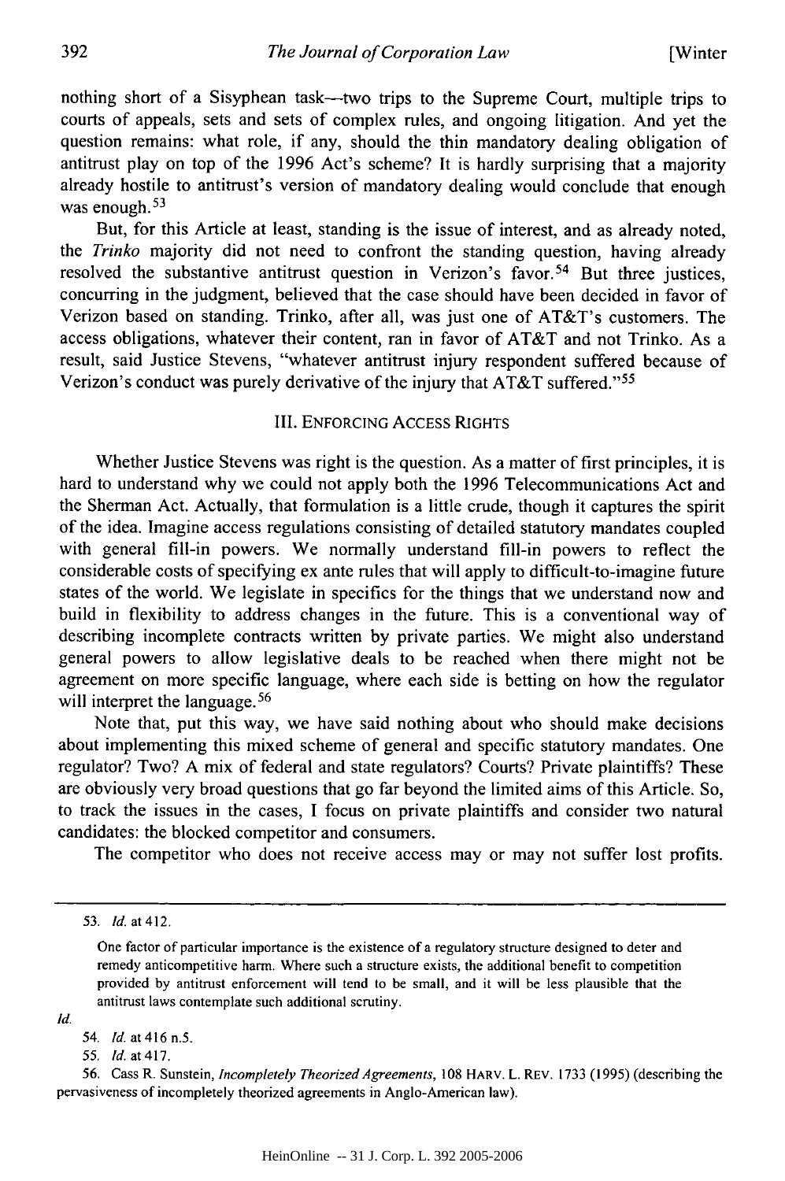nothing short of a Sisyphean task—two trips to the Supreme Court, multiple trips to courts of appeals, sets and sets of complex rules, and ongoing litigation. And yet the question remains: what role, if any, should the thin mandatory dealing obligation of antitrust play on top of the 1996 Act's scheme? It is hardly surprising that a majority already hostile to antitrust's version of mandatory dealing would conclude that enough was enough.[53]

But, for this Article at least, standing is the issue of interest, and as already noted, the *Trinko* majority did not need to confront the standing question, having already resolved the substantive antitrust question in Verizon's favor.[54] But three justices, concurring in the judgment, believed that the case should have been decided in favor of Verizon based on standing. Trinko, after all, was just one of AT&T's customers. The access obligations, whatever their content, ran in favor of AT&T and not Trinko. As a result, said Justice Stevens, "whatever antitrust injury respondent suffered because of Verizon's conduct was purely derivative of the injury that AT&T suffered."[55]

## III. ENFORCING ACCESS RIGHTS

Whether Justice Stevens was right is the question. As a matter of first principles, it is hard to understand why we could not apply both the 1996 Telecommunications Act and the Sherman Act. Actually, that formulation is a little crude, though it captures the spirit of the idea. Imagine access regulations consisting of detailed statutory mandates coupled with general fill-in powers. We normally understand fill-in powers to reflect the considerable costs of specifying ex ante rules that will apply to difficult-to-imagine future states of the world. We legislate in specifics for the things that we understand now and build in flexibility to address changes in the future. This is a conventional way of describing incomplete contracts written by private parties. We might also understand general powers to allow legislative deals to be reached when there might not be agreement on more specific language, where each side is betting on how the regulator will interpret the language.[56]

Note that, put this way, we have said nothing about who should make decisions about implementing this mixed scheme of general and specific statutory mandates. One regulator? Two? A mix of federal and state regulators? Courts? Private plaintiffs? These are obviously very broad questions that go far beyond the limited aims of this Article. So, to track the issues in the cases, I focus on private plaintiffs and consider two natural candidates: the blocked competitor and consumers.

The competitor who does not receive access may or may not suffer lost profits.

---

53. *Id.* at 412.

> One factor of particular importance is the existence of a regulatory structure designed to deter and remedy anticompetitive harm. Where such a structure exists, the additional benefit to competition provided by antitrust enforcement will tend to be small, and it will be less plausible that the antitrust laws contemplate such additional scrutiny.

*Id.*

54. *Id.* at 416 n.5.

55. *Id.* at 417.

56. Cass R. Sunstein, *Incompletely Theorized Agreements*, 108 HARV. L. REV. 1733 (1995) (describing the pervasiveness of incompletely theorized agreements in Anglo-American law).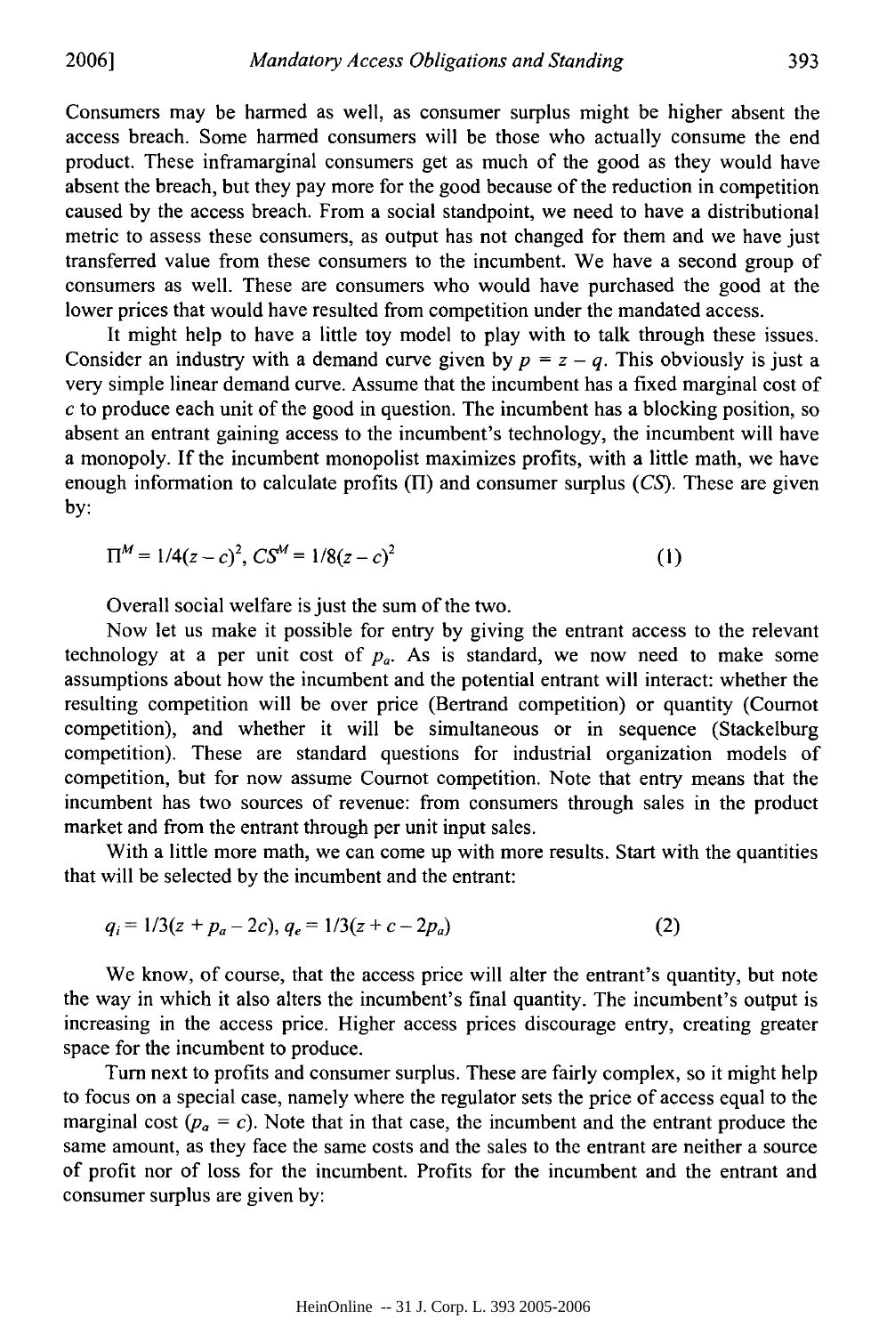Consumers may be harmed as well, as consumer surplus might be higher absent the access breach. Some harmed consumers will be those who actually consume the end product. These inframarginal consumers get as much of the good as they would have absent the breach, but they pay more for the good because of the reduction in competition caused by the access breach. From a social standpoint, we need to have a distributional metric to assess these consumers, as output has not changed for them and we have just transferred value from these consumers to the incumbent. We have a second group of consumers as well. These are consumers who would have purchased the good at the lower prices that would have resulted from competition under the mandated access.

It might help to have a little toy model to play with to talk through these issues. Consider an industry with a demand curve given by $p = z - q$. This obviously is just a very simple linear demand curve. Assume that the incumbent has a fixed marginal cost of $c$ to produce each unit of the good in question. The incumbent has a blocking position, so absent an entrant gaining access to the incumbent's technology, the incumbent will have a monopoly. If the incumbent monopolist maximizes profits, with a little math, we have enough information to calculate profits ($\Pi$) and consumer surplus ($CS$). These are given by:

$$\Pi^M = 1/4(z - c)^2, \; CS^M = 1/8(z - c)^2 \tag{1}$$

Overall social welfare is just the sum of the two.

Now let us make it possible for entry by giving the entrant access to the relevant technology at a per unit cost of $p_a$. As is standard, we now need to make some assumptions about how the incumbent and the potential entrant will interact: whether the resulting competition will be over price (Bertrand competition) or quantity (Cournot competition), and whether it will be simultaneous or in sequence (Stackelburg competition). These are standard questions for industrial organization models of competition, but for now assume Cournot competition. Note that entry means that the incumbent has two sources of revenue: from consumers through sales in the product market and from the entrant through per unit input sales.

With a little more math, we can come up with more results. Start with the quantities that will be selected by the incumbent and the entrant:

$$q_i = 1/3(z + p_a - 2c), \; q_e = 1/3(z + c - 2p_a) \tag{2}$$

We know, of course, that the access price will alter the entrant's quantity, but note the way in which it also alters the incumbent's final quantity. The incumbent's output is increasing in the access price. Higher access prices discourage entry, creating greater space for the incumbent to produce.

Turn next to profits and consumer surplus. These are fairly complex, so it might help to focus on a special case, namely where the regulator sets the price of access equal to the marginal cost ($p_a = c$). Note that in that case, the incumbent and the entrant produce the same amount, as they face the same costs and the sales to the entrant are neither a source of profit nor of loss for the incumbent. Profits for the incumbent and the entrant and consumer surplus are given by: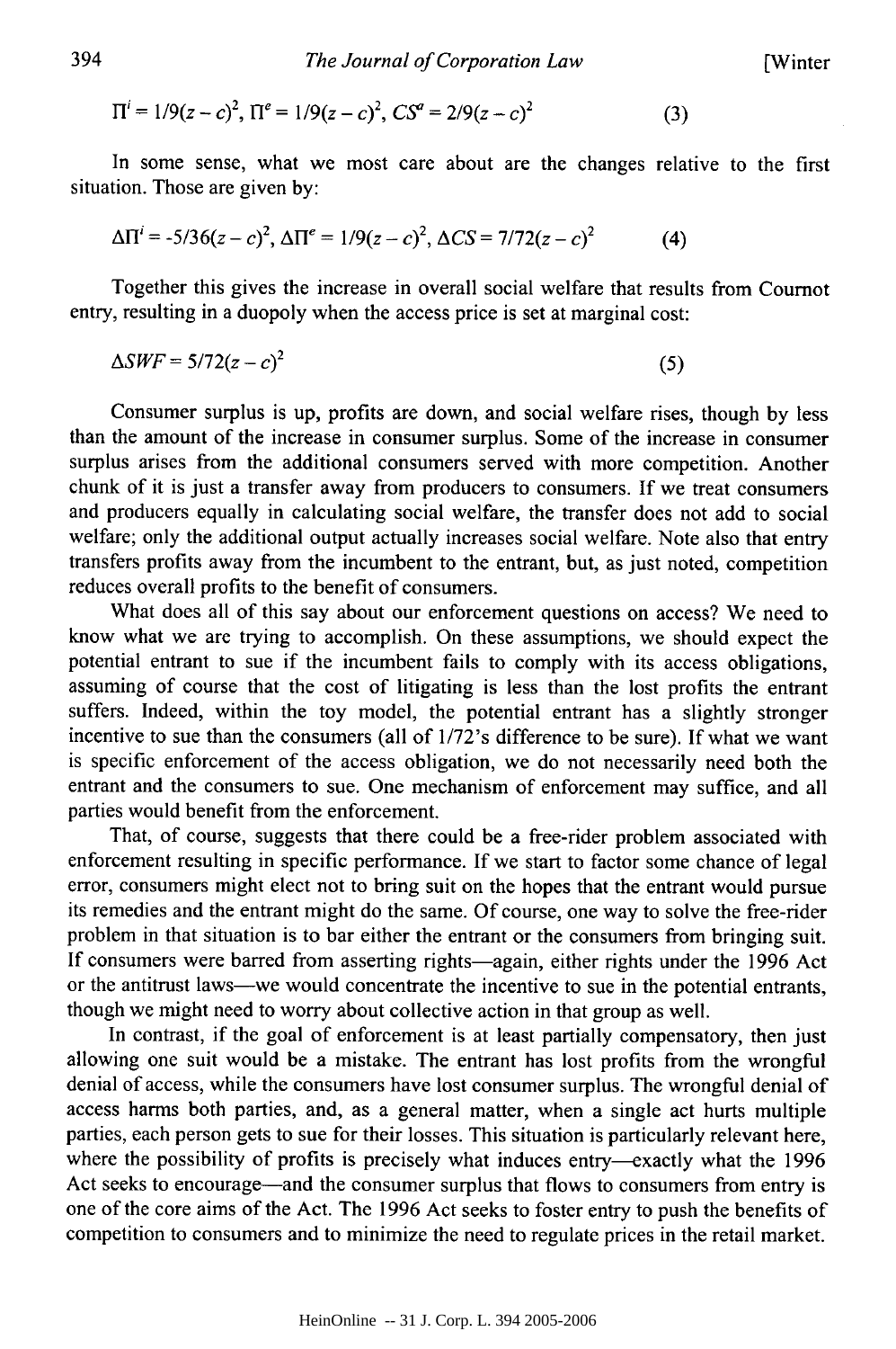$$\Pi^i = 1/9(z-c)^2,\ \Pi^e = 1/9(z-c)^2,\ CS^a = 2/9(z-c)^2 \qquad (3)$$

In some sense, what we most care about are the changes relative to the first situation. Those are given by:

$$\Delta\Pi^i = -5/36(z-c)^2,\ \Delta\Pi^e = 1/9(z-c)^2,\ \Delta CS = 7/72(z-c)^2 \qquad (4)$$

Together this gives the increase in overall social welfare that results from Cournot entry, resulting in a duopoly when the access price is set at marginal cost:

$$\Delta SWF = 5/72(z-c)^2 \qquad (5)$$

Consumer surplus is up, profits are down, and social welfare rises, though by less than the amount of the increase in consumer surplus. Some of the increase in consumer surplus arises from the additional consumers served with more competition. Another chunk of it is just a transfer away from producers to consumers. If we treat consumers and producers equally in calculating social welfare, the transfer does not add to social welfare; only the additional output actually increases social welfare. Note also that entry transfers profits away from the incumbent to the entrant, but, as just noted, competition reduces overall profits to the benefit of consumers.

What does all of this say about our enforcement questions on access? We need to know what we are trying to accomplish. On these assumptions, we should expect the potential entrant to sue if the incumbent fails to comply with its access obligations, assuming of course that the cost of litigating is less than the lost profits the entrant suffers. Indeed, within the toy model, the potential entrant has a slightly stronger incentive to sue than the consumers (all of 1/72's difference to be sure). If what we want is specific enforcement of the access obligation, we do not necessarily need both the entrant and the consumers to sue. One mechanism of enforcement may suffice, and all parties would benefit from the enforcement.

That, of course, suggests that there could be a free-rider problem associated with enforcement resulting in specific performance. If we start to factor some chance of legal error, consumers might elect not to bring suit on the hopes that the entrant would pursue its remedies and the entrant might do the same. Of course, one way to solve the free-rider problem in that situation is to bar either the entrant or the consumers from bringing suit. If consumers were barred from asserting rights—again, either rights under the 1996 Act or the antitrust laws—we would concentrate the incentive to sue in the potential entrants, though we might need to worry about collective action in that group as well.

In contrast, if the goal of enforcement is at least partially compensatory, then just allowing one suit would be a mistake. The entrant has lost profits from the wrongful denial of access, while the consumers have lost consumer surplus. The wrongful denial of access harms both parties, and, as a general matter, when a single act hurts multiple parties, each person gets to sue for their losses. This situation is particularly relevant here, where the possibility of profits is precisely what induces entry—exactly what the 1996 Act seeks to encourage—and the consumer surplus that flows to consumers from entry is one of the core aims of the Act. The 1996 Act seeks to foster entry to push the benefits of competition to consumers and to minimize the need to regulate prices in the retail market.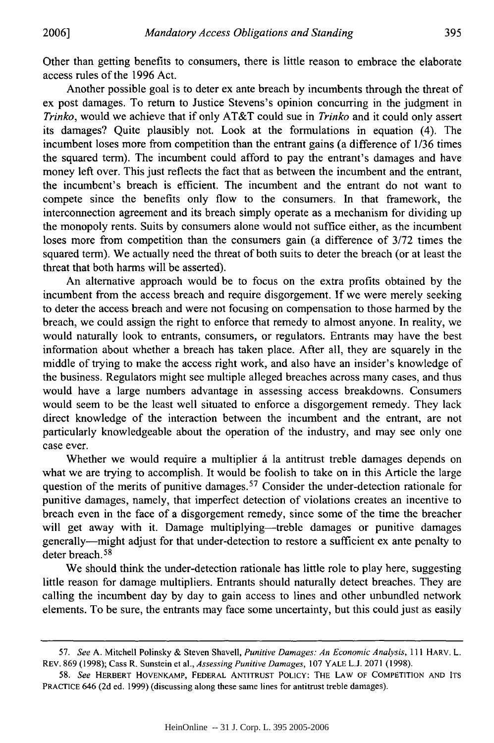Other than getting benefits to consumers, there is little reason to embrace the elaborate access rules of the 1996 Act.

Another possible goal is to deter ex ante breach by incumbents through the threat of ex post damages. To return to Justice Stevens's opinion concurring in the judgment in *Trinko*, would we achieve that if only AT&T could sue in *Trinko* and it could only assert its damages? Quite plausibly not. Look at the formulations in equation (4). The incumbent loses more from competition than the entrant gains (a difference of 1/36 times the squared term). The incumbent could afford to pay the entrant's damages and have money left over. This just reflects the fact that as between the incumbent and the entrant, the incumbent's breach is efficient. The incumbent and the entrant do not want to compete since the benefits only flow to the consumers. In that framework, the interconnection agreement and its breach simply operate as a mechanism for dividing up the monopoly rents. Suits by consumers alone would not suffice either, as the incumbent loses more from competition than the consumers gain (a difference of 3/72 times the squared term). We actually need the threat of both suits to deter the breach (or at least the threat that both harms will be asserted).

An alternative approach would be to focus on the extra profits obtained by the incumbent from the access breach and require disgorgement. If we were merely seeking to deter the access breach and were not focusing on compensation to those harmed by the breach, we could assign the right to enforce that remedy to almost anyone. In reality, we would naturally look to entrants, consumers, or regulators. Entrants may have the best information about whether a breach has taken place. After all, they are squarely in the middle of trying to make the access right work, and also have an insider's knowledge of the business. Regulators might see multiple alleged breaches across many cases, and thus would have a large numbers advantage in assessing access breakdowns. Consumers would seem to be the least well situated to enforce a disgorgement remedy. They lack direct knowledge of the interaction between the incumbent and the entrant, are not particularly knowledgeable about the operation of the industry, and may see only one case ever.

Whether we would require a multiplier á la antitrust treble damages depends on what we are trying to accomplish. It would be foolish to take on in this Article the large question of the merits of punitive damages.[57] Consider the under-detection rationale for punitive damages, namely, that imperfect detection of violations creates an incentive to breach even in the face of a disgorgement remedy, since some of the time the breacher will get away with it. Damage multiplying—treble damages or punitive damages generally—might adjust for that under-detection to restore a sufficient ex ante penalty to deter breach.[58]

We should think the under-detection rationale has little role to play here, suggesting little reason for damage multipliers. Entrants should naturally detect breaches. They are calling the incumbent day by day to gain access to lines and other unbundled network elements. To be sure, the entrants may face some uncertainty, but this could just as easily

---

57. *See* A. Mitchell Polinsky & Steven Shavell, *Punitive Damages: An Economic Analysis*, 111 HARV. L. REV. 869 (1998); Cass R. Sunstein et al., *Assessing Punitive Damages*, 107 YALE L.J. 2071 (1998).

58. *See* HERBERT HOVENKAMP, FEDERAL ANTITRUST POLICY: THE LAW OF COMPETITION AND ITS PRACTICE 646 (2d ed. 1999) (discussing along these same lines for antitrust treble damages).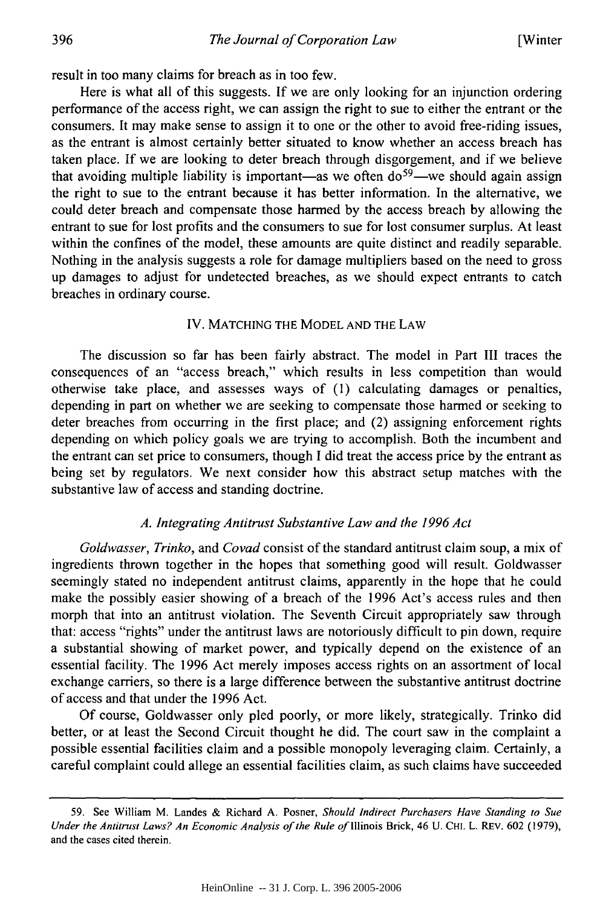result in too many claims for breach as in too few.

Here is what all of this suggests. If we are only looking for an injunction ordering performance of the access right, we can assign the right to sue to either the entrant or the consumers. It may make sense to assign it to one or the other to avoid free-riding issues, as the entrant is almost certainly better situated to know whether an access breach has taken place. If we are looking to deter breach through disgorgement, and if we believe that avoiding multiple liability is important—as we often do[59]—we should again assign the right to sue to the entrant because it has better information. In the alternative, we could deter breach and compensate those harmed by the access breach by allowing the entrant to sue for lost profits and the consumers to sue for lost consumer surplus. At least within the confines of the model, these amounts are quite distinct and readily separable. Nothing in the analysis suggests a role for damage multipliers based on the need to gross up damages to adjust for undetected breaches, as we should expect entrants to catch breaches in ordinary course.

## IV. MATCHING THE MODEL AND THE LAW

The discussion so far has been fairly abstract. The model in Part III traces the consequences of an "access breach," which results in less competition than would otherwise take place, and assesses ways of (1) calculating damages or penalties, depending in part on whether we are seeking to compensate those harmed or seeking to deter breaches from occurring in the first place; and (2) assigning enforcement rights depending on which policy goals we are trying to accomplish. Both the incumbent and the entrant can set price to consumers, though I did treat the access price by the entrant as being set by regulators. We next consider how this abstract setup matches with the substantive law of access and standing doctrine.

### *A. Integrating Antitrust Substantive Law and the 1996 Act*

*Goldwasser*, *Trinko*, and *Covad* consist of the standard antitrust claim soup, a mix of ingredients thrown together in the hopes that something good will result. Goldwasser seemingly stated no independent antitrust claims, apparently in the hope that he could make the possibly easier showing of a breach of the 1996 Act's access rules and then morph that into an antitrust violation. The Seventh Circuit appropriately saw through that: access "rights" under the antitrust laws are notoriously difficult to pin down, require a substantial showing of market power, and typically depend on the existence of an essential facility. The 1996 Act merely imposes access rights on an assortment of local exchange carriers, so there is a large difference between the substantive antitrust doctrine of access and that under the 1996 Act.

Of course, Goldwasser only pled poorly, or more likely, strategically. Trinko did better, or at least the Second Circuit thought he did. The court saw in the complaint a possible essential facilities claim and a possible monopoly leveraging claim. Certainly, a careful complaint could allege an essential facilities claim, as such claims have succeeded

---

59. See William M. Landes & Richard A. Posner, *Should Indirect Purchasers Have Standing to Sue Under the Antitrust Laws? An Economic Analysis of the Rule of* Illinois Brick, 46 U. CHI. L. REV. 602 (1979), and the cases cited therein.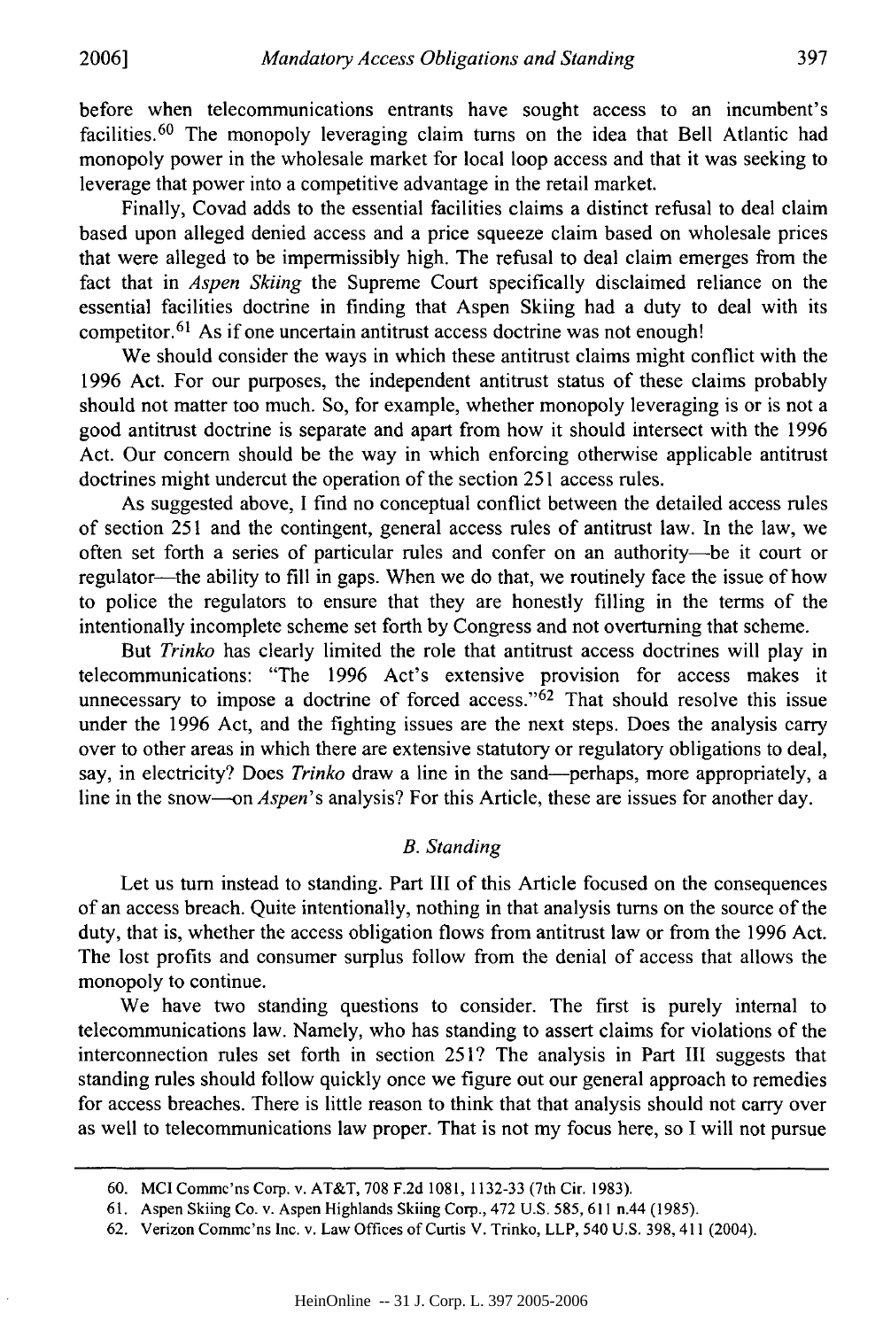before when telecommunications entrants have sought access to an incumbent's facilities.[60] The monopoly leveraging claim turns on the idea that Bell Atlantic had monopoly power in the wholesale market for local loop access and that it was seeking to leverage that power into a competitive advantage in the retail market.

Finally, Covad adds to the essential facilities claims a distinct refusal to deal claim based upon alleged denied access and a price squeeze claim based on wholesale prices that were alleged to be impermissibly high. The refusal to deal claim emerges from the fact that in *Aspen Skiing* the Supreme Court specifically disclaimed reliance on the essential facilities doctrine in finding that Aspen Skiing had a duty to deal with its competitor.[61] As if one uncertain antitrust access doctrine was not enough!

We should consider the ways in which these antitrust claims might conflict with the 1996 Act. For our purposes, the independent antitrust status of these claims probably should not matter too much. So, for example, whether monopoly leveraging is or is not a good antitrust doctrine is separate and apart from how it should intersect with the 1996 Act. Our concern should be the way in which enforcing otherwise applicable antitrust doctrines might undercut the operation of the section 251 access rules.

As suggested above, I find no conceptual conflict between the detailed access rules of section 251 and the contingent, general access rules of antitrust law. In the law, we often set forth a series of particular rules and confer on an authority—be it court or regulator—the ability to fill in gaps. When we do that, we routinely face the issue of how to police the regulators to ensure that they are honestly filling in the terms of the intentionally incomplete scheme set forth by Congress and not overturning that scheme.

But *Trinko* has clearly limited the role that antitrust access doctrines will play in telecommunications: "The 1996 Act's extensive provision for access makes it unnecessary to impose a doctrine of forced access."[62] That should resolve this issue under the 1996 Act, and the fighting issues are the next steps. Does the analysis carry over to other areas in which there are extensive statutory or regulatory obligations to deal, say, in electricity? Does *Trinko* draw a line in the sand—perhaps, more appropriately, a line in the snow—on *Aspen*'s analysis? For this Article, these are issues for another day.

### *B. Standing*

Let us turn instead to standing. Part III of this Article focused on the consequences of an access breach. Quite intentionally, nothing in that analysis turns on the source of the duty, that is, whether the access obligation flows from antitrust law or from the 1996 Act. The lost profits and consumer surplus follow from the denial of access that allows the monopoly to continue.

We have two standing questions to consider. The first is purely internal to telecommunications law. Namely, who has standing to assert claims for violations of the interconnection rules set forth in section 251? The analysis in Part III suggests that standing rules should follow quickly once we figure out our general approach to remedies for access breaches. There is little reason to think that that analysis should not carry over as well to telecommunications law proper. That is not my focus here, so I will not pursue

---

60. MCI Commc'ns Corp. v. AT&T, 708 F.2d 1081, 1132-33 (7th Cir. 1983).

61. Aspen Skiing Co. v. Aspen Highlands Skiing Corp., 472 U.S. 585, 611 n.44 (1985).

62. Verizon Commc'ns Inc. v. Law Offices of Curtis V. Trinko, LLP, 540 U.S. 398, 411 (2004).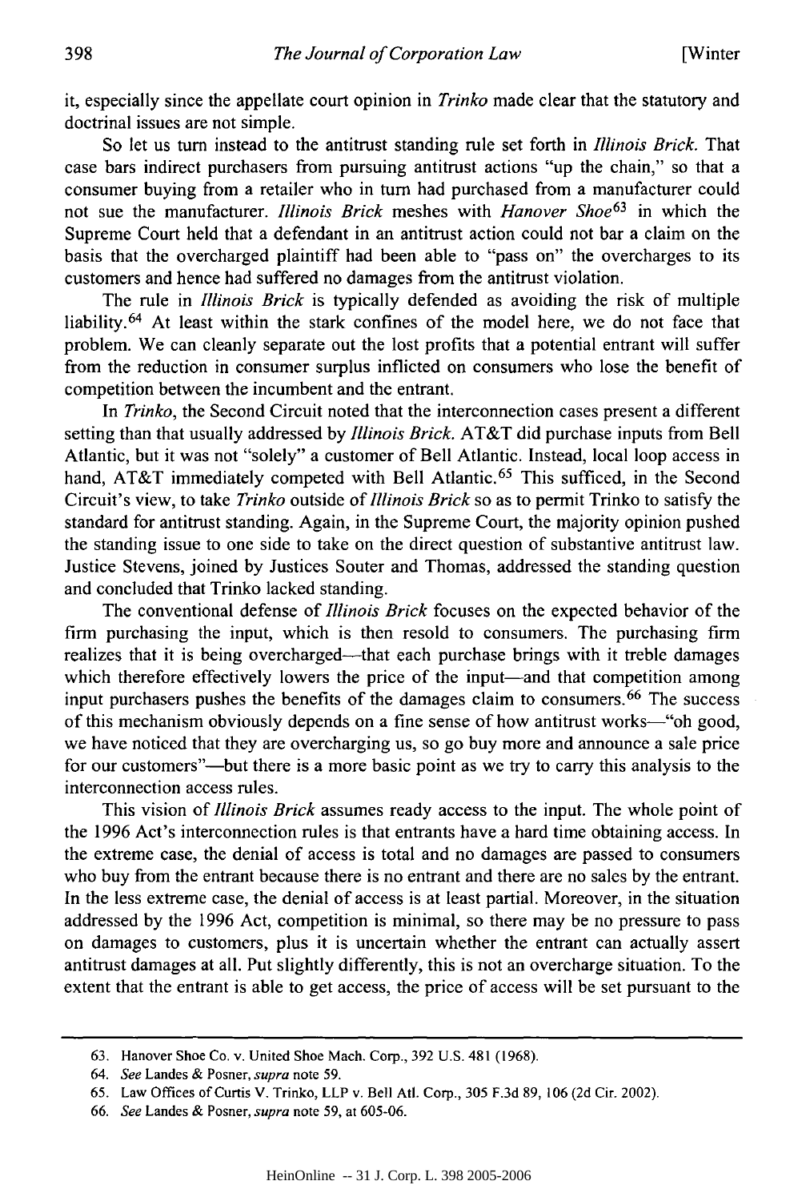it, especially since the appellate court opinion in *Trinko* made clear that the statutory and doctrinal issues are not simple.

So let us turn instead to the antitrust standing rule set forth in *Illinois Brick*. That case bars indirect purchasers from pursuing antitrust actions "up the chain," so that a consumer buying from a retailer who in turn had purchased from a manufacturer could not sue the manufacturer. *Illinois Brick* meshes with *Hanover Shoe*[63] in which the Supreme Court held that a defendant in an antitrust action could not bar a claim on the basis that the overcharged plaintiff had been able to "pass on" the overcharges to its customers and hence had suffered no damages from the antitrust violation.

The rule in *Illinois Brick* is typically defended as avoiding the risk of multiple liability.[64] At least within the stark confines of the model here, we do not face that problem. We can cleanly separate out the lost profits that a potential entrant will suffer from the reduction in consumer surplus inflicted on consumers who lose the benefit of competition between the incumbent and the entrant.

In *Trinko*, the Second Circuit noted that the interconnection cases present a different setting than that usually addressed by *Illinois Brick*. AT&T did purchase inputs from Bell Atlantic, but it was not "solely" a customer of Bell Atlantic. Instead, local loop access in hand, AT&T immediately competed with Bell Atlantic.[65] This sufficed, in the Second Circuit's view, to take *Trinko* outside of *Illinois Brick* so as to permit Trinko to satisfy the standard for antitrust standing. Again, in the Supreme Court, the majority opinion pushed the standing issue to one side to take on the direct question of substantive antitrust law. Justice Stevens, joined by Justices Souter and Thomas, addressed the standing question and concluded that Trinko lacked standing.

The conventional defense of *Illinois Brick* focuses on the expected behavior of the firm purchasing the input, which is then resold to consumers. The purchasing firm realizes that it is being overcharged—that each purchase brings with it treble damages which therefore effectively lowers the price of the input—and that competition among input purchasers pushes the benefits of the damages claim to consumers.[66] The success of this mechanism obviously depends on a fine sense of how antitrust works—"oh good, we have noticed that they are overcharging us, so go buy more and announce a sale price for our customers"—but there is a more basic point as we try to carry this analysis to the interconnection access rules.

This vision of *Illinois Brick* assumes ready access to the input. The whole point of the 1996 Act's interconnection rules is that entrants have a hard time obtaining access. In the extreme case, the denial of access is total and no damages are passed to consumers who buy from the entrant because there is no entrant and there are no sales by the entrant. In the less extreme case, the denial of access is at least partial. Moreover, in the situation addressed by the 1996 Act, competition is minimal, so there may be no pressure to pass on damages to customers, plus it is uncertain whether the entrant can actually assert antitrust damages at all. Put slightly differently, this is not an overcharge situation. To the extent that the entrant is able to get access, the price of access will be set pursuant to the

---

63. Hanover Shoe Co. v. United Shoe Mach. Corp., 392 U.S. 481 (1968).

64. *See* Landes & Posner, *supra* note 59.

65. Law Offices of Curtis V. Trinko, LLP v. Bell Atl. Corp., 305 F.3d 89, 106 (2d Cir. 2002).

66. *See* Landes & Posner, *supra* note 59, at 605-06.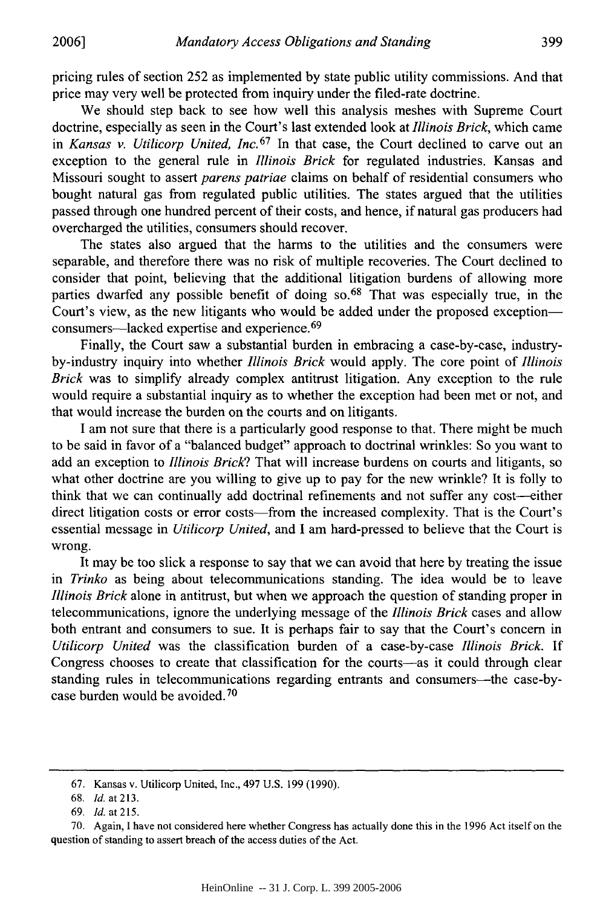pricing rules of section 252 as implemented by state public utility commissions. And that price may very well be protected from inquiry under the filed-rate doctrine.

We should step back to see how well this analysis meshes with Supreme Court doctrine, especially as seen in the Court's last extended look at *Illinois Brick*, which came in *Kansas v. Utilicorp United, Inc.*[67] In that case, the Court declined to carve out an exception to the general rule in *Illinois Brick* for regulated industries. Kansas and Missouri sought to assert *parens patriae* claims on behalf of residential consumers who bought natural gas from regulated public utilities. The states argued that the utilities passed through one hundred percent of their costs, and hence, if natural gas producers had overcharged the utilities, consumers should recover.

The states also argued that the harms to the utilities and the consumers were separable, and therefore there was no risk of multiple recoveries. The Court declined to consider that point, believing that the additional litigation burdens of allowing more parties dwarfed any possible benefit of doing so.[68] That was especially true, in the Court's view, as the new litigants who would be added under the proposed exception—consumers—lacked expertise and experience.[69]

Finally, the Court saw a substantial burden in embracing a case-by-case, industry-by-industry inquiry into whether *Illinois Brick* would apply. The core point of *Illinois Brick* was to simplify already complex antitrust litigation. Any exception to the rule would require a substantial inquiry as to whether the exception had been met or not, and that would increase the burden on the courts and on litigants.

I am not sure that there is a particularly good response to that. There might be much to be said in favor of a "balanced budget" approach to doctrinal wrinkles: So you want to add an exception to *Illinois Brick*? That will increase burdens on courts and litigants, so what other doctrine are you willing to give up to pay for the new wrinkle? It is folly to think that we can continually add doctrinal refinements and not suffer any cost—either direct litigation costs or error costs—from the increased complexity. That is the Court's essential message in *Utilicorp United*, and I am hard-pressed to believe that the Court is wrong.

It may be too slick a response to say that we can avoid that here by treating the issue in *Trinko* as being about telecommunications standing. The idea would be to leave *Illinois Brick* alone in antitrust, but when we approach the question of standing proper in telecommunications, ignore the underlying message of the *Illinois Brick* cases and allow both entrant and consumers to sue. It is perhaps fair to say that the Court's concern in *Utilicorp United* was the classification burden of a case-by-case *Illinois Brick*. If Congress chooses to create that classification for the courts—as it could through clear standing rules in telecommunications regarding entrants and consumers—the case-by-case burden would be avoided.[70]

---

67. Kansas v. Utilicorp United, Inc., 497 U.S. 199 (1990).

68. *Id.* at 213.

69. *Id.* at 215.

70. Again, I have not considered here whether Congress has actually done this in the 1996 Act itself on the question of standing to assert breach of the access duties of the Act.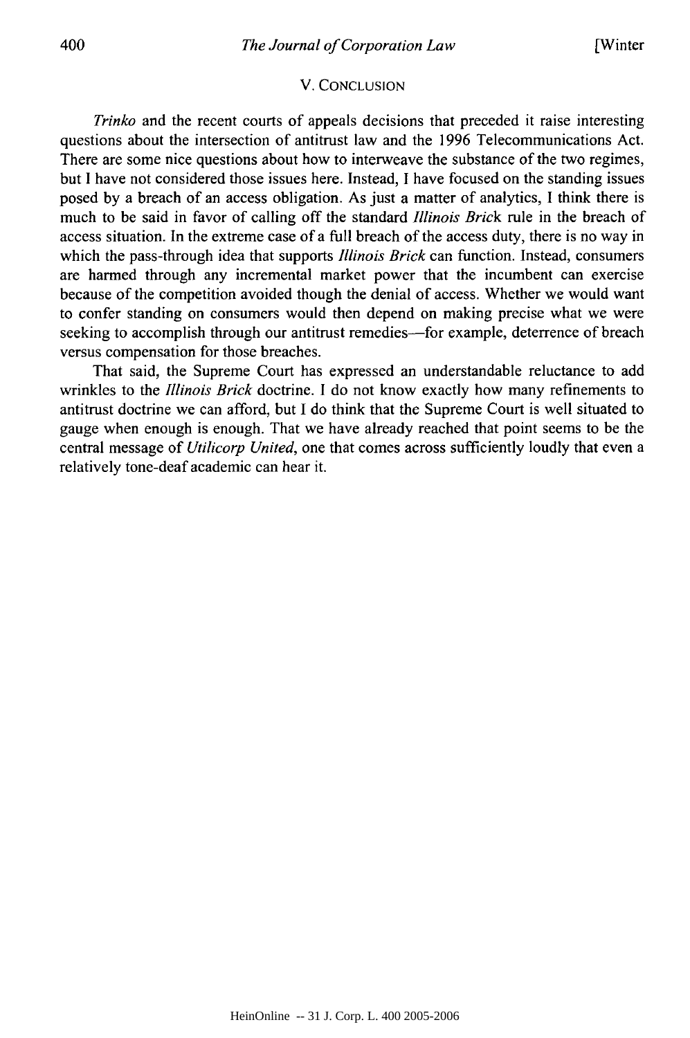## V. CONCLUSION

*Trinko* and the recent courts of appeals decisions that preceded it raise interesting questions about the intersection of antitrust law and the 1996 Telecommunications Act. There are some nice questions about how to interweave the substance of the two regimes, but I have not considered those issues here. Instead, I have focused on the standing issues posed by a breach of an access obligation. As just a matter of analytics, I think there is much to be said in favor of calling off the standard *Illinois Brick* rule in the breach of access situation. In the extreme case of a full breach of the access duty, there is no way in which the pass-through idea that supports *Illinois Brick* can function. Instead, consumers are harmed through any incremental market power that the incumbent can exercise because of the competition avoided though the denial of access. Whether we would want to confer standing on consumers would then depend on making precise what we were seeking to accomplish through our antitrust remedies—for example, deterrence of breach versus compensation for those breaches.

That said, the Supreme Court has expressed an understandable reluctance to add wrinkles to the *Illinois Brick* doctrine. I do not know exactly how many refinements to antitrust doctrine we can afford, but I do think that the Supreme Court is well situated to gauge when enough is enough. That we have already reached that point seems to be the central message of *Utilicorp United*, one that comes across sufficiently loudly that even a relatively tone-deaf academic can hear it.